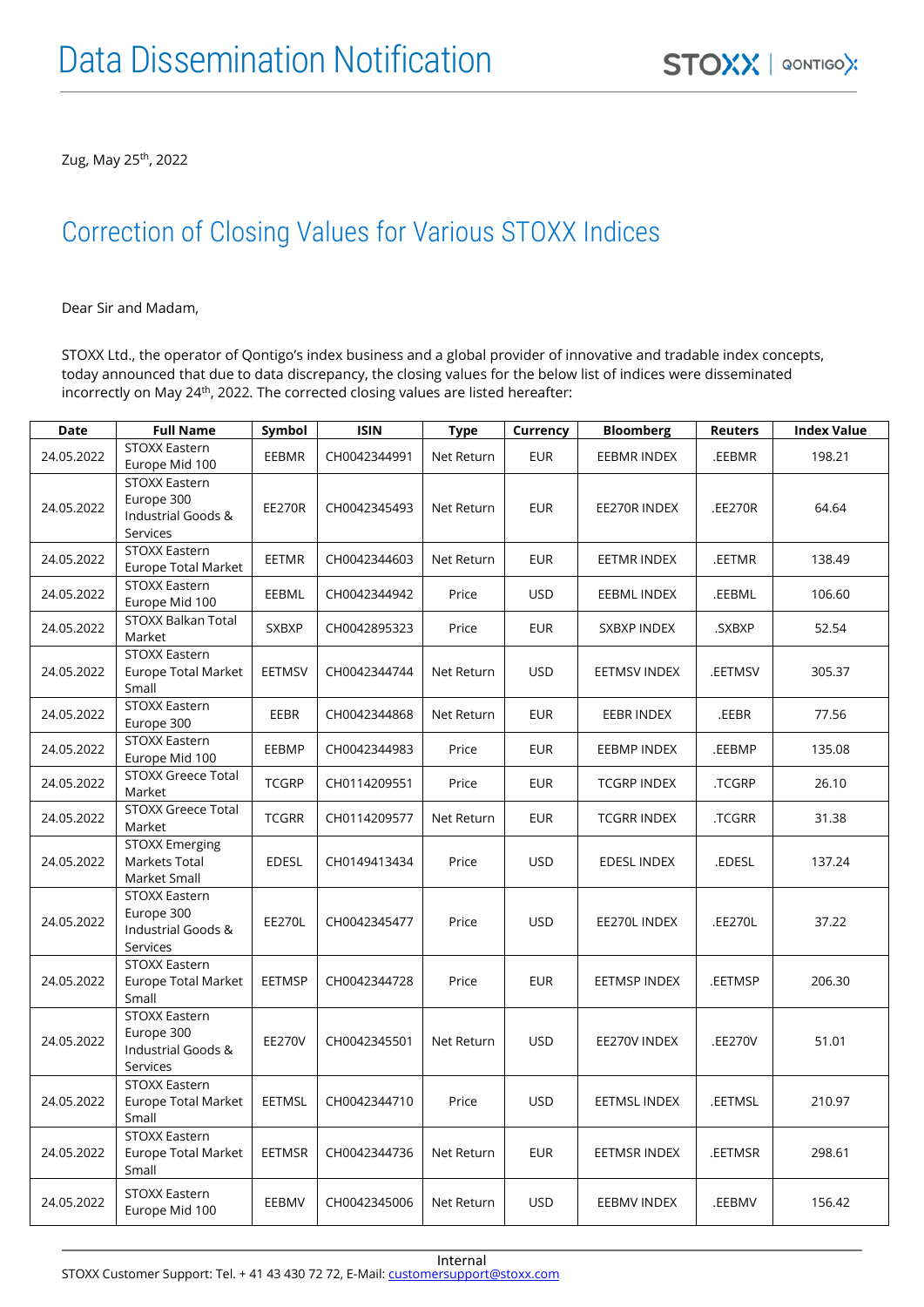# Data Dissemination Notification

Zug, May 25th, 2022

## Correction of Closing Values for Various STOXX Indices

Dear Sir and Madam,

STOXX Ltd., the operator of Qontigo's index business and a global provider of innovative and tradable index concepts, today announced that due to data discrepancy, the closing values for the below list of indices were disseminated incorrectly on May 24th, 2022. The corrected closing values are listed hereafter:

| Date | Full Name | Symbol | ISIN | Type | Currency | Bloomberg | Reuters | Index Value |
|---|---|---|---|---|---|---|---|---|
| 24.05.2022 | STOXX Eastern Europe Mid 100 | EEBMR | CH0042344991 | Net Return | EUR | EEBMR INDEX | .EEBMR | 198.21 |
| 24.05.2022 | STOXX Eastern Europe 300 Industrial Goods & Services | EE270R | CH0042345493 | Net Return | EUR | EE270R INDEX | .EE270R | 64.64 |
| 24.05.2022 | STOXX Eastern Europe Total Market | EETMR | CH0042344603 | Net Return | EUR | EETMR INDEX | .EETMR | 138.49 |
| 24.05.2022 | STOXX Eastern Europe Mid 100 | EEBML | CH0042344942 | Price | USD | EEBML INDEX | .EEBML | 106.60 |
| 24.05.2022 | STOXX Balkan Total Market | SXBXP | CH0042895323 | Price | EUR | SXBXP INDEX | .SXBXP | 52.54 |
| 24.05.2022 | STOXX Eastern Europe Total Market Small | EETMSV | CH0042344744 | Net Return | USD | EETMSV INDEX | .EETMSV | 305.37 |
| 24.05.2022 | STOXX Eastern Europe 300 | EEBR | CH0042344868 | Net Return | EUR | EEBR INDEX | .EEBR | 77.56 |
| 24.05.2022 | STOXX Eastern Europe Mid 100 | EEBMP | CH0042344983 | Price | EUR | EEBMP INDEX | .EEBMP | 135.08 |
| 24.05.2022 | STOXX Greece Total Market | TCGRP | CH0114209551 | Price | EUR | TCGRP INDEX | .TCGRP | 26.10 |
| 24.05.2022 | STOXX Greece Total Market | TCGRR | CH0114209577 | Net Return | EUR | TCGRR INDEX | .TCGRR | 31.38 |
| 24.05.2022 | STOXX Emerging Markets Total Market Small | EDESL | CH0149413434 | Price | USD | EDESL INDEX | .EDESL | 137.24 |
| 24.05.2022 | STOXX Eastern Europe 300 Industrial Goods & Services | EE270L | CH0042345477 | Price | USD | EE270L INDEX | .EE270L | 37.22 |
| 24.05.2022 | STOXX Eastern Europe Total Market Small | EETMSP | CH0042344728 | Price | EUR | EETMSP INDEX | .EETMSP | 206.30 |
| 24.05.2022 | STOXX Eastern Europe 300 Industrial Goods & Services | EE270V | CH0042345501 | Net Return | USD | EE270V INDEX | .EE270V | 51.01 |
| 24.05.2022 | STOXX Eastern Europe Total Market Small | EETMSL | CH0042344710 | Price | USD | EETMSL INDEX | .EETMSL | 210.97 |
| 24.05.2022 | STOXX Eastern Europe Total Market Small | EETMSR | CH0042344736 | Net Return | EUR | EETMSR INDEX | .EETMSR | 298.61 |
| 24.05.2022 | STOXX Eastern Europe Mid 100 | EEBMV | CH0042345006 | Net Return | USD | EEBMV INDEX | .EEBMV | 156.42 |

Internal

STOXX Customer Support: Tel. + 41 43 430 72 72, E-Mail: customersupport@stoxx.com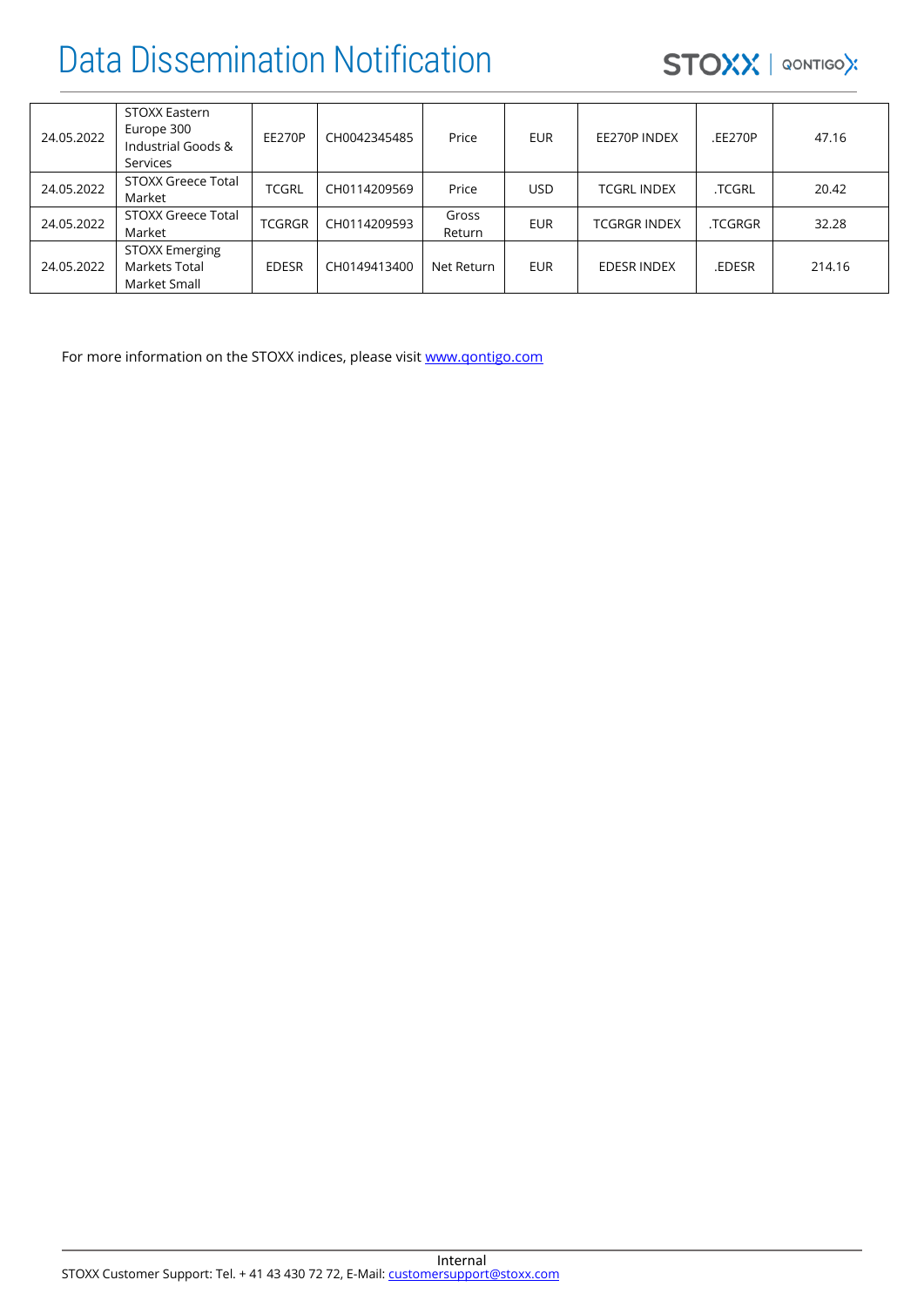| | | | | | | | | |
|---|---|---|---|---|---|---|---|---|
| 24.05.2022 | STOXX Eastern Europe 300 Industrial Goods & Services | EE270P | CH0042345485 | Price | EUR | EE270P INDEX | .EE270P | 47.16 |
| 24.05.2022 | STOXX Greece Total Market | TCGRL | CH0114209569 | Price | USD | TCGRL INDEX | .TCGRL | 20.42 |
| 24.05.2022 | STOXX Greece Total Market | TCGRGR | CH0114209593 | Gross Return | EUR | TCGRGR INDEX | .TCGRGR | 32.28 |
| 24.05.2022 | STOXX Emerging Markets Total Market Small | EDESR | CH0149413400 | Net Return | EUR | EDESR INDEX | .EDESR | 214.16 |

For more information on the STOXX indices, please visit [www.qontigo.com](www.qontigo.com)